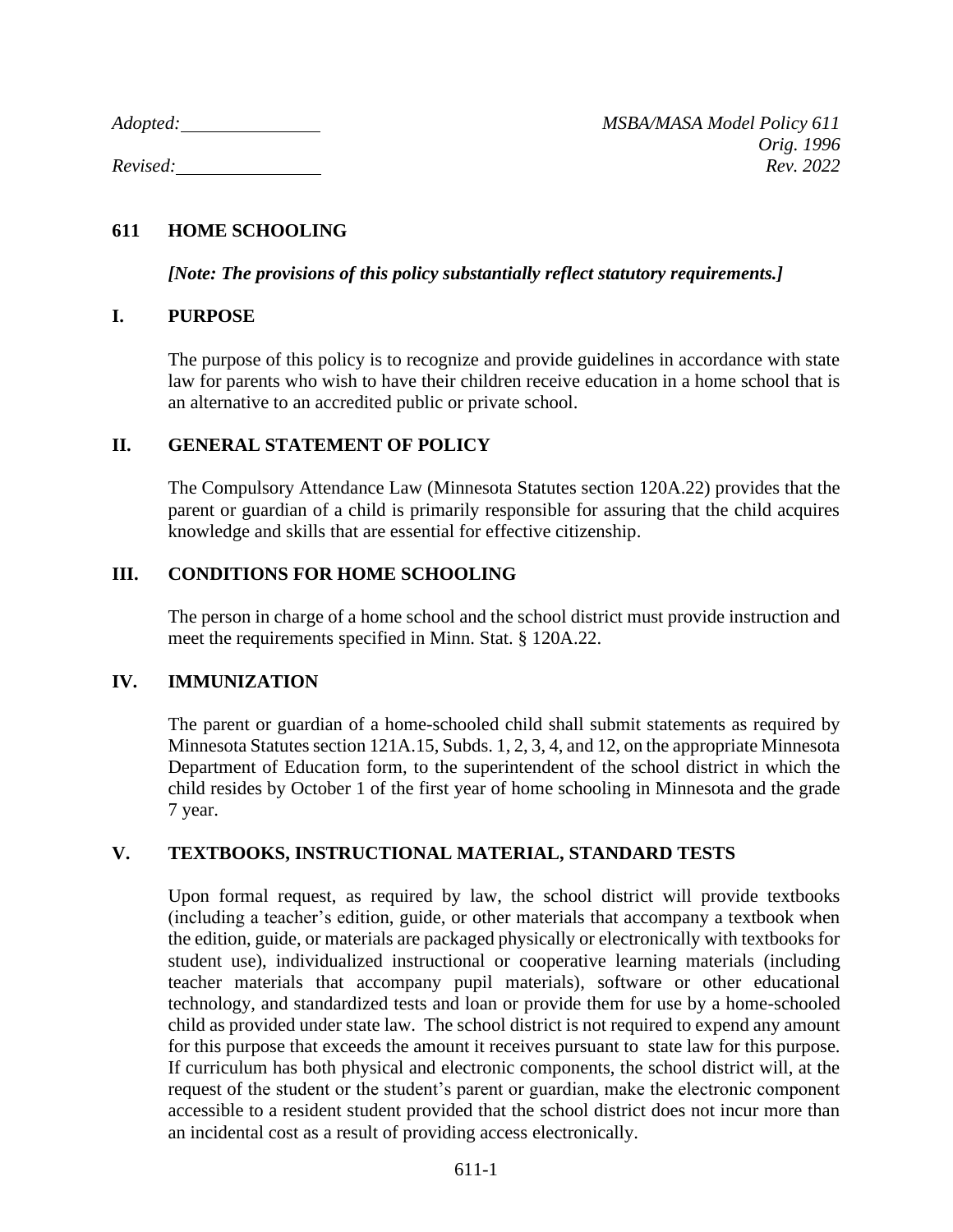*Adopted:* ______________ *MSBA/MASA Model Policy 611*
*Orig. 1996*
*Revised:* ______________ *Rev. 2022*

# 611 HOME SCHOOLING

***[Note: The provisions of this policy substantially reflect statutory requirements.]***

## I. PURPOSE

The purpose of this policy is to recognize and provide guidelines in accordance with state law for parents who wish to have their children receive education in a home school that is an alternative to an accredited public or private school.

## II. GENERAL STATEMENT OF POLICY

The Compulsory Attendance Law (Minnesota Statutes section 120A.22) provides that the parent or guardian of a child is primarily responsible for assuring that the child acquires knowledge and skills that are essential for effective citizenship.

## III. CONDITIONS FOR HOME SCHOOLING

The person in charge of a home school and the school district must provide instruction and meet the requirements specified in Minn. Stat. § 120A.22.

## IV. IMMUNIZATION

The parent or guardian of a home-schooled child shall submit statements as required by Minnesota Statutes section 121A.15, Subds. 1, 2, 3, 4, and 12, on the appropriate Minnesota Department of Education form, to the superintendent of the school district in which the child resides by October 1 of the first year of home schooling in Minnesota and the grade 7 year.

## V. TEXTBOOKS, INSTRUCTIONAL MATERIAL, STANDARD TESTS

Upon formal request, as required by law, the school district will provide textbooks (including a teacher's edition, guide, or other materials that accompany a textbook when the edition, guide, or materials are packaged physically or electronically with textbooks for student use), individualized instructional or cooperative learning materials (including teacher materials that accompany pupil materials), software or other educational technology, and standardized tests and loan or provide them for use by a home-schooled child as provided under state law. The school district is not required to expend any amount for this purpose that exceeds the amount it receives pursuant to state law for this purpose. If curriculum has both physical and electronic components, the school district will, at the request of the student or the student's parent or guardian, make the electronic component accessible to a resident student provided that the school district does not incur more than an incidental cost as a result of providing access electronically.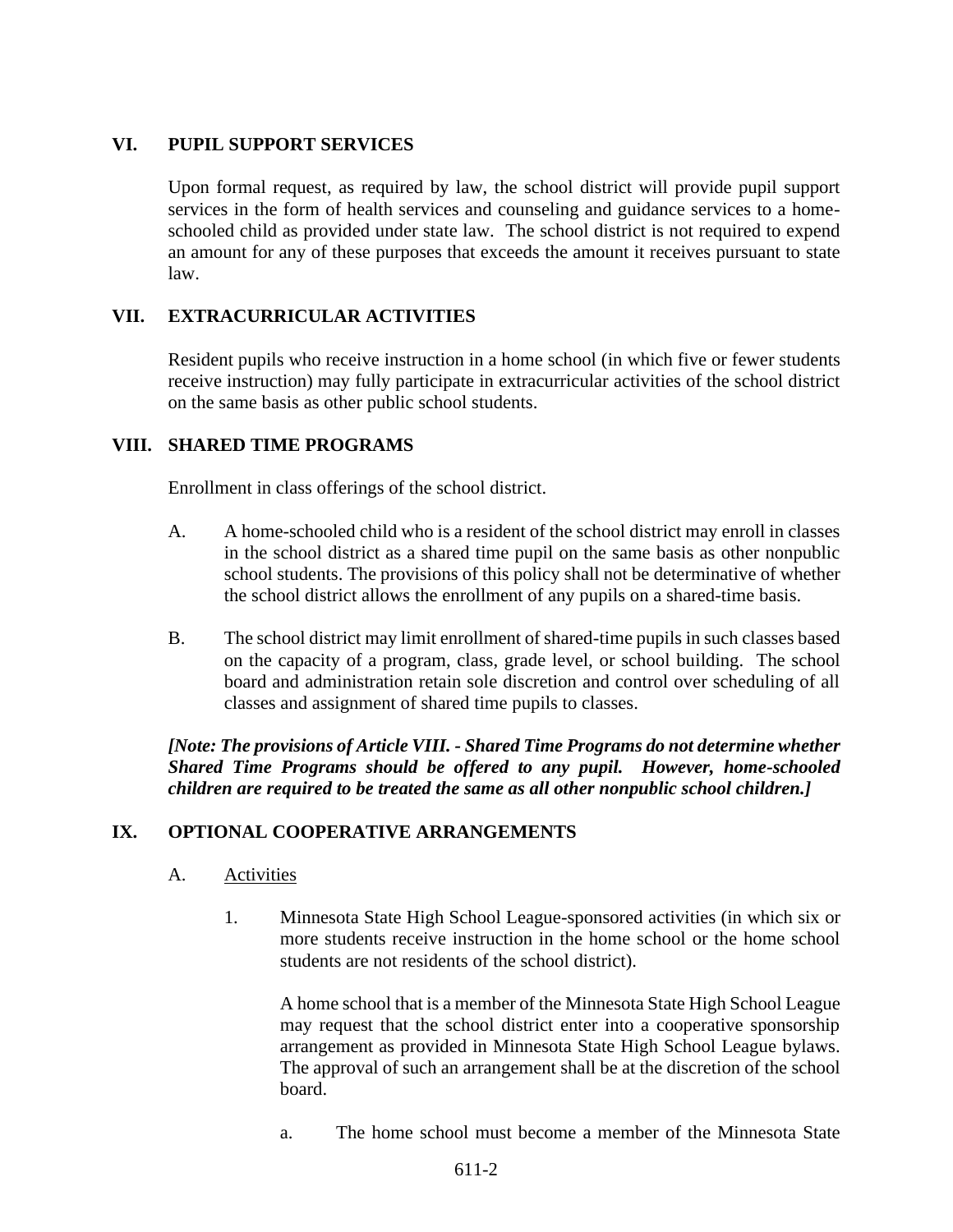## VI. PUPIL SUPPORT SERVICES

Upon formal request, as required by law, the school district will provide pupil support services in the form of health services and counseling and guidance services to a home-schooled child as provided under state law. The school district is not required to expend an amount for any of these purposes that exceeds the amount it receives pursuant to state law.

## VII. EXTRACURRICULAR ACTIVITIES

Resident pupils who receive instruction in a home school (in which five or fewer students receive instruction) may fully participate in extracurricular activities of the school district on the same basis as other public school students.

## VIII. SHARED TIME PROGRAMS

Enrollment in class offerings of the school district.

A. A home-schooled child who is a resident of the school district may enroll in classes in the school district as a shared time pupil on the same basis as other nonpublic school students. The provisions of this policy shall not be determinative of whether the school district allows the enrollment of any pupils on a shared-time basis.

B. The school district may limit enrollment of shared-time pupils in such classes based on the capacity of a program, class, grade level, or school building. The school board and administration retain sole discretion and control over scheduling of all classes and assignment of shared time pupils to classes.

***[Note: The provisions of Article VIII. - Shared Time Programs do not determine whether Shared Time Programs should be offered to any pupil. However, home-schooled children are required to be treated the same as all other nonpublic school children.]***

## IX. OPTIONAL COOPERATIVE ARRANGEMENTS

A. Activities

1. Minnesota State High School League-sponsored activities (in which six or more students receive instruction in the home school or the home school students are not residents of the school district).

   A home school that is a member of the Minnesota State High School League may request that the school district enter into a cooperative sponsorship arrangement as provided in Minnesota State High School League bylaws. The approval of such an arrangement shall be at the discretion of the school board.

   a. The home school must become a member of the Minnesota State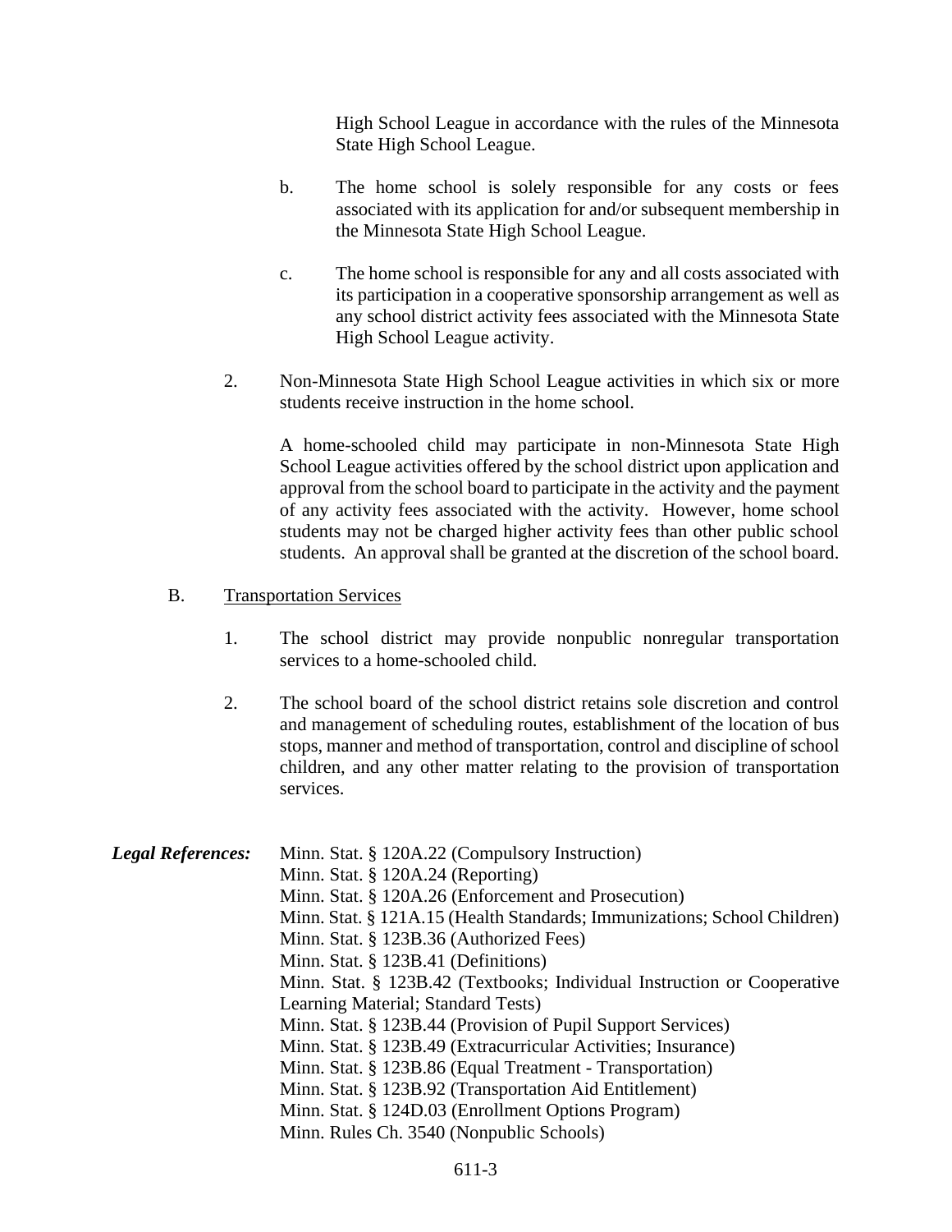High School League in accordance with the rules of the Minnesota State High School League.

b. The home school is solely responsible for any costs or fees associated with its application for and/or subsequent membership in the Minnesota State High School League.

c. The home school is responsible for any and all costs associated with its participation in a cooperative sponsorship arrangement as well as any school district activity fees associated with the Minnesota State High School League activity.

2. Non-Minnesota State High School League activities in which six or more students receive instruction in the home school.

A home-schooled child may participate in non-Minnesota State High School League activities offered by the school district upon application and approval from the school board to participate in the activity and the payment of any activity fees associated with the activity. However, home school students may not be charged higher activity fees than other public school students. An approval shall be granted at the discretion of the school board.

B. <u>Transportation Services</u>

1. The school district may provide nonpublic nonregular transportation services to a home-schooled child.

2. The school board of the school district retains sole discretion and control and management of scheduling routes, establishment of the location of bus stops, manner and method of transportation, control and discipline of school children, and any other matter relating to the provision of transportation services.

***Legal References:***

Minn. Stat. § 120A.22 (Compulsory Instruction)
Minn. Stat. § 120A.24 (Reporting)
Minn. Stat. § 120A.26 (Enforcement and Prosecution)
Minn. Stat. § 121A.15 (Health Standards; Immunizations; School Children)
Minn. Stat. § 123B.36 (Authorized Fees)
Minn. Stat. § 123B.41 (Definitions)
Minn. Stat. § 123B.42 (Textbooks; Individual Instruction or Cooperative Learning Material; Standard Tests)
Minn. Stat. § 123B.44 (Provision of Pupil Support Services)
Minn. Stat. § 123B.49 (Extracurricular Activities; Insurance)
Minn. Stat. § 123B.86 (Equal Treatment - Transportation)
Minn. Stat. § 123B.92 (Transportation Aid Entitlement)
Minn. Stat. § 124D.03 (Enrollment Options Program)
Minn. Rules Ch. 3540 (Nonpublic Schools)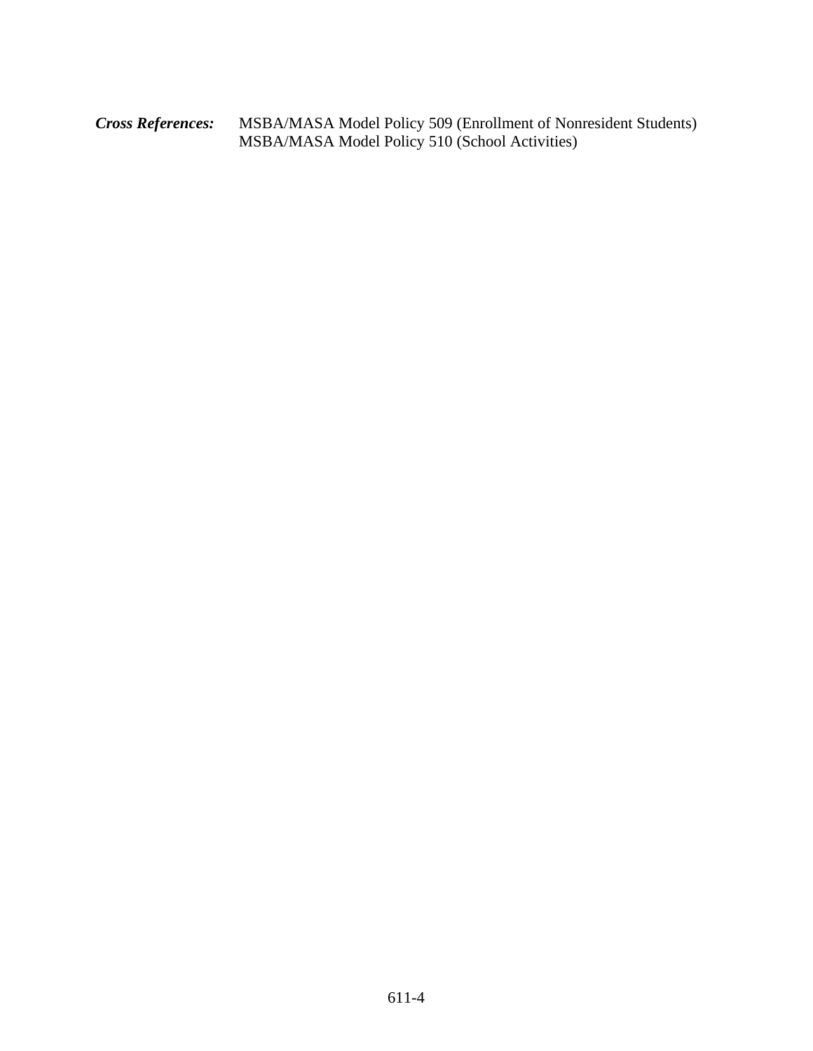***Cross References:*** MSBA/MASA Model Policy 509 (Enrollment of Nonresident Students)
MSBA/MASA Model Policy 510 (School Activities)